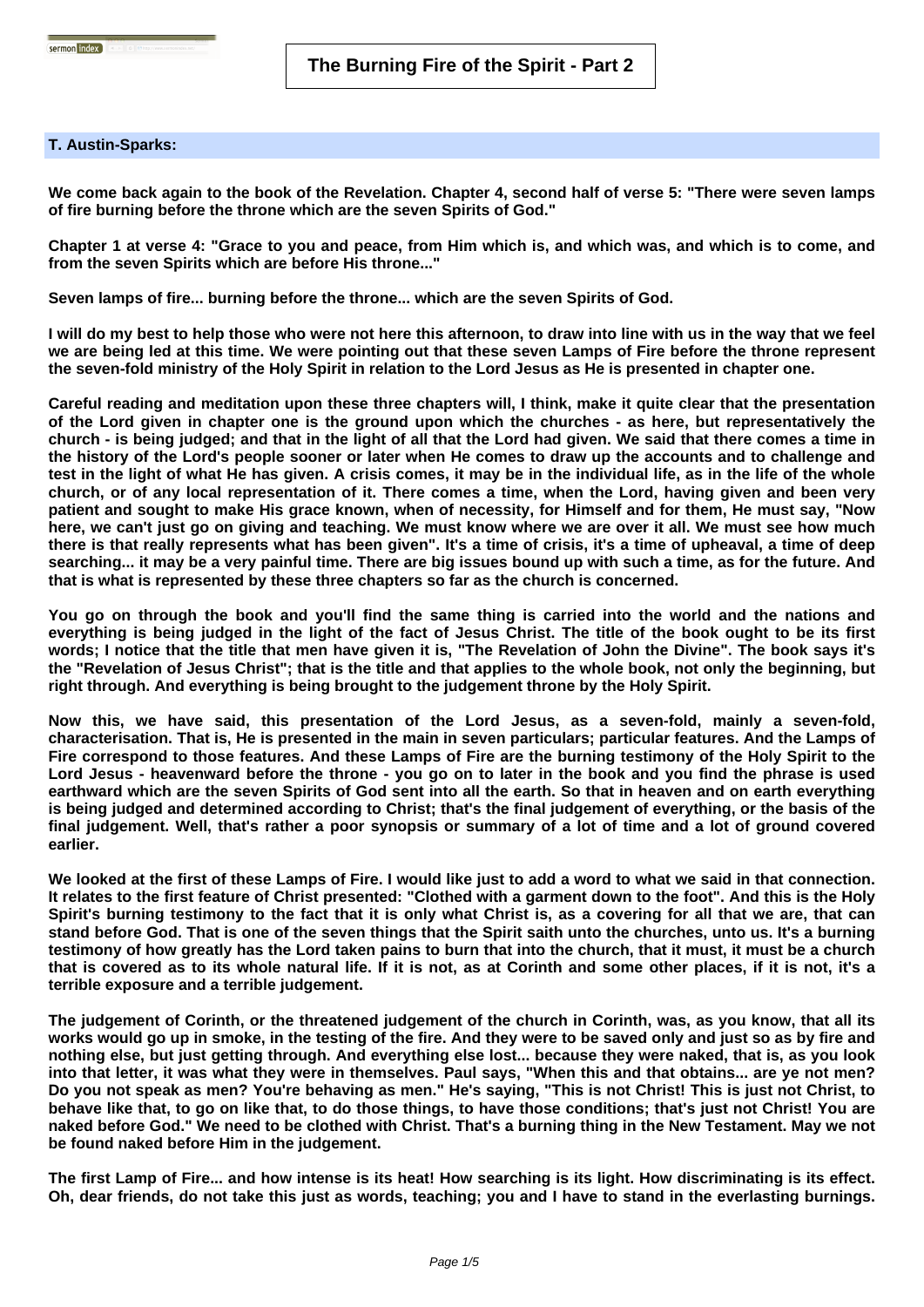# The Burning Fire of the Spirit - Part 2

**T. Austin-Sparks:**

**We come back again to the book of the Revelation. Chapter 4, second half of verse 5: "There were seven lamps of fire burning before the throne which are the seven Spirits of God."**

**Chapter 1 at verse 4: "Grace to you and peace, from Him which is, and which was, and which is to come, and from the seven Spirits which are before His throne..."**

**Seven lamps of fire... burning before the throne... which are the seven Spirits of God.**

**I will do my best to help those who were not here this afternoon, to draw into line with us in the way that we feel we are being led at this time. We were pointing out that these seven Lamps of Fire before the throne represent the seven-fold ministry of the Holy Spirit in relation to the Lord Jesus as He is presented in chapter one.**

**Careful reading and meditation upon these three chapters will, I think, make it quite clear that the presentation of the Lord given in chapter one is the ground upon which the churches - as here, but representatively the church - is being judged; and that in the light of all that the Lord had given. We said that there comes a time in the history of the Lord's people sooner or later when He comes to draw up the accounts and to challenge and test in the light of what He has given. A crisis comes, it may be in the individual life, as in the life of the whole church, or of any local representation of it. There comes a time, when the Lord, having given and been very patient and sought to make His grace known, when of necessity, for Himself and for them, He must say, "Now here, we can't just go on giving and teaching. We must know where we are over it all. We must see how much there is that really represents what has been given". It's a time of crisis, it's a time of upheaval, a time of deep searching... it may be a very painful time. There are big issues bound up with such a time, as for the future. And that is what is represented by these three chapters so far as the church is concerned.**

**You go on through the book and you'll find the same thing is carried into the world and the nations and everything is being judged in the light of the fact of Jesus Christ. The title of the book ought to be its first words; I notice that the title that men have given it is, "The Revelation of John the Divine". The book says it's the "Revelation of Jesus Christ"; that is the title and that applies to the whole book, not only the beginning, but right through. And everything is being brought to the judgement throne by the Holy Spirit.**

**Now this, we have said, this presentation of the Lord Jesus, as a seven-fold, mainly a seven-fold, characterisation. That is, He is presented in the main in seven particulars; particular features. And the Lamps of Fire correspond to those features. And these Lamps of Fire are the burning testimony of the Holy Spirit to the Lord Jesus - heavenward before the throne - you go on to later in the book and you find the phrase is used earthward which are the seven Spirits of God sent into all the earth. So that in heaven and on earth everything is being judged and determined according to Christ; that's the final judgement of everything, or the basis of the final judgement. Well, that's rather a poor synopsis or summary of a lot of time and a lot of ground covered earlier.**

**We looked at the first of these Lamps of Fire. I would like just to add a word to what we said in that connection. It relates to the first feature of Christ presented: "Clothed with a garment down to the foot". And this is the Holy Spirit's burning testimony to the fact that it is only what Christ is, as a covering for all that we are, that can stand before God. That is one of the seven things that the Spirit saith unto the churches, unto us. It's a burning testimony of how greatly has the Lord taken pains to burn that into the church, that it must, it must be a church that is covered as to its whole natural life. If it is not, as at Corinth and some other places, if it is not, it's a terrible exposure and a terrible judgement.**

**The judgement of Corinth, or the threatened judgement of the church in Corinth, was, as you know, that all its works would go up in smoke, in the testing of the fire. And they were to be saved only and just so as by fire and nothing else, but just getting through. And everything else lost... because they were naked, that is, as you look into that letter, it was what they were in themselves. Paul says, "When this and that obtains... are ye not men? Do you not speak as men? You're behaving as men." He's saying, "This is not Christ! This is just not Christ, to behave like that, to go on like that, to do those things, to have those conditions; that's just not Christ! You are naked before God." We need to be clothed with Christ. That's a burning thing in the New Testament. May we not be found naked before Him in the judgement.**

**The first Lamp of Fire... and how intense is its heat! How searching is its light. How discriminating is its effect. Oh, dear friends, do not take this just as words, teaching; you and I have to stand in the everlasting burnings.**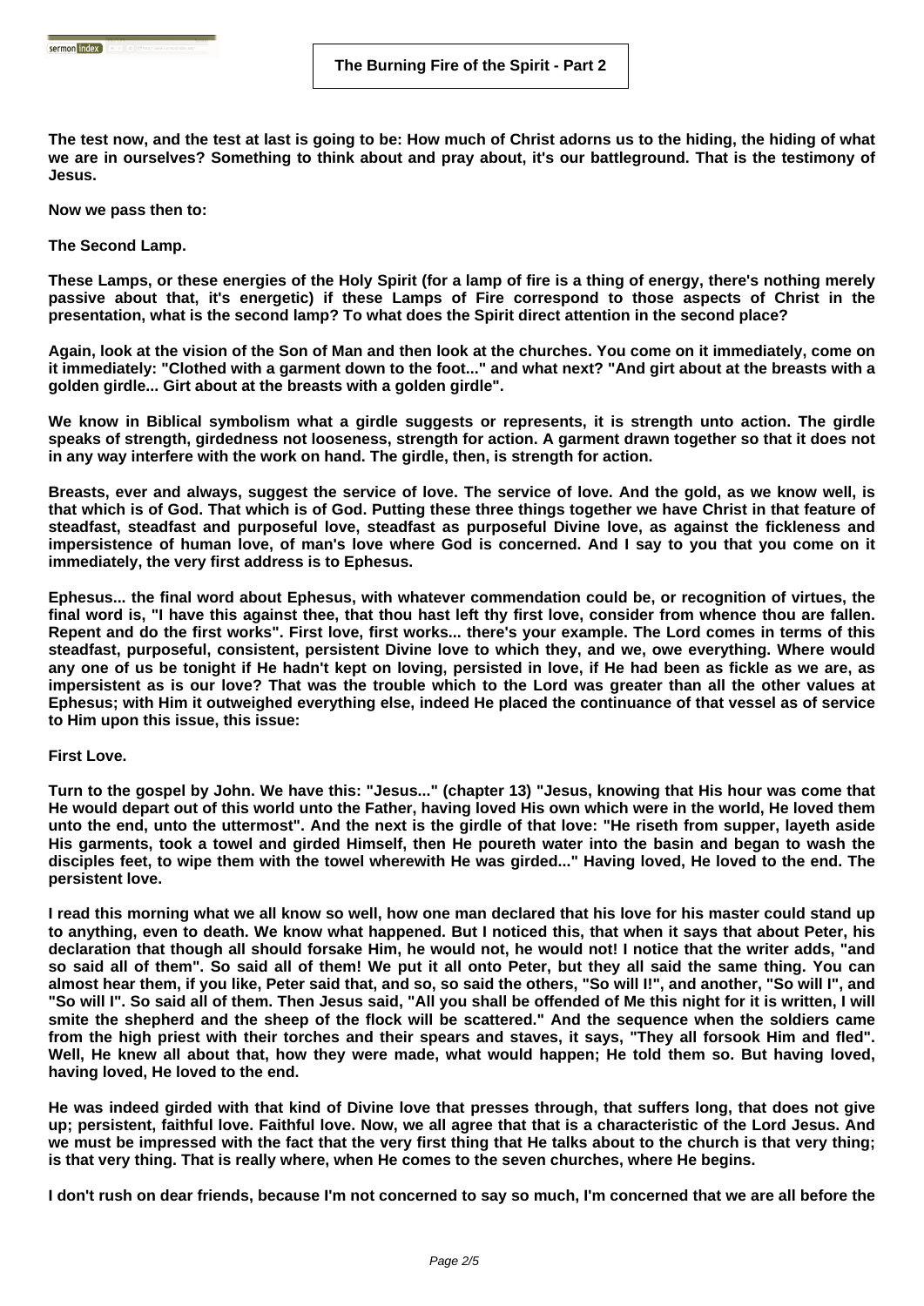The test now, and the test at last is going to be: How much of Christ adorns us to the hiding, the hiding of what we are in ourselves? Something to think about and pray about, it's our battleground. That is the testimony of Jesus.

Now we pass then to:

**The Second Lamp.**

These Lamps, or these energies of the Holy Spirit (for a lamp of fire is a thing of energy, there's nothing merely passive about that, it's energetic) if these Lamps of Fire correspond to those aspects of Christ in the presentation, what is the second lamp? To what does the Spirit direct attention in the second place?

Again, look at the vision of the Son of Man and then look at the churches. You come on it immediately, come on it immediately: "Clothed with a garment down to the foot..." and what next? "And girt about at the breasts with a golden girdle... Girt about at the breasts with a golden girdle".

We know in Biblical symbolism what a girdle suggests or represents, it is strength unto action. The girdle speaks of strength, girdedness not looseness, strength for action. A garment drawn together so that it does not in any way interfere with the work on hand. The girdle, then, is strength for action.

Breasts, ever and always, suggest the service of love. The service of love. And the gold, as we know well, is that which is of God. That which is of God. Putting these three things together we have Christ in that feature of steadfast, steadfast and purposeful love, steadfast as purposeful Divine love, as against the fickleness and impersistence of human love, of man's love where God is concerned. And I say to you that you come on it immediately, the very first address is to Ephesus.

Ephesus... the final word about Ephesus, with whatever commendation could be, or recognition of virtues, the final word is, "I have this against thee, that thou hast left thy first love, consider from whence thou are fallen. Repent and do the first works". First love, first works... there's your example. The Lord comes in terms of this steadfast, purposeful, consistent, persistent Divine love to which they, and we, owe everything. Where would any one of us be tonight if He hadn't kept on loving, persisted in love, if He had been as fickle as we are, as impersistent as is our love? That was the trouble which to the Lord was greater than all the other values at Ephesus; with Him it outweighed everything else, indeed He placed the continuance of that vessel as of service to Him upon this issue, this issue:

**First Love.**

Turn to the gospel by John. We have this: "Jesus..." (chapter 13) "Jesus, knowing that His hour was come that He would depart out of this world unto the Father, having loved His own which were in the world, He loved them unto the end, unto the uttermost". And the next is the girdle of that love: "He riseth from supper, layeth aside His garments, took a towel and girded Himself, then He poureth water into the basin and began to wash the disciples feet, to wipe them with the towel wherewith He was girded..." Having loved, He loved to the end. The persistent love.

I read this morning what we all know so well, how one man declared that his love for his master could stand up to anything, even to death. We know what happened. But I noticed this, that when it says that about Peter, his declaration that though all should forsake Him, he would not, he would not! I notice that the writer adds, "and so said all of them". So said all of them! We put it all onto Peter, but they all said the same thing. You can almost hear them, if you like, Peter said that, and so, so said the others, "So will I!", and another, "So will I", and "So will I". So said all of them. Then Jesus said, "All you shall be offended of Me this night for it is written, I will smite the shepherd and the sheep of the flock will be scattered." And the sequence when the soldiers came from the high priest with their torches and their spears and staves, it says, "They all forsook Him and fled". Well, He knew all about that, how they were made, what would happen; He told them so. But having loved, having loved, He loved to the end.

He was indeed girded with that kind of Divine love that presses through, that suffers long, that does not give up; persistent, faithful love. Faithful love. Now, we all agree that that is a characteristic of the Lord Jesus. And we must be impressed with the fact that the very first thing that He talks about to the church is that very thing; is that very thing. That is really where, when He comes to the seven churches, where He begins.

I don't rush on dear friends, because I'm not concerned to say so much, I'm concerned that we are all before the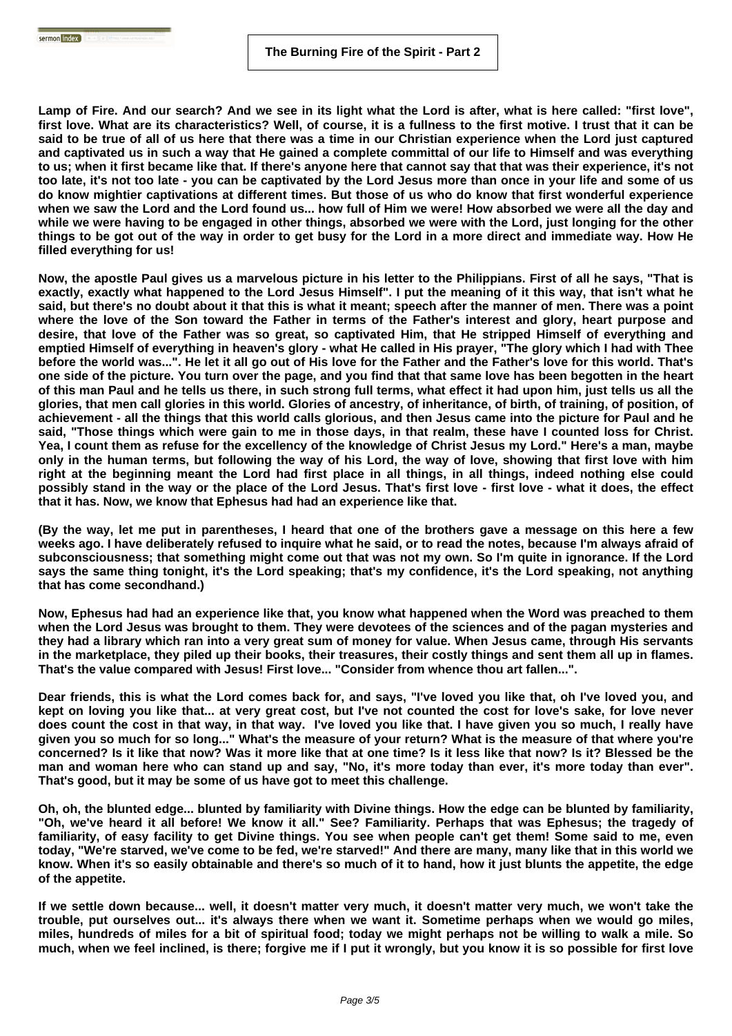Lamp of Fire. And our search? And we see in its light what the Lord is after, what is here called: "first love", first love. What are its characteristics? Well, of course, it is a fullness to the first motive. I trust that it can be said to be true of all of us here that there was a time in our Christian experience when the Lord just captured and captivated us in such a way that He gained a complete committal of our life to Himself and was everything to us; when it first became like that. If there's anyone here that cannot say that that was their experience, it's not too late, it's not too late - you can be captivated by the Lord Jesus more than once in your life and some of us do know mightier captivations at different times. But those of us who do know that first wonderful experience when we saw the Lord and the Lord found us... how full of Him we were! How absorbed we were all the day and while we were having to be engaged in other things, absorbed we were with the Lord, just longing for the other things to be got out of the way in order to get busy for the Lord in a more direct and immediate way. How He filled everything for us!

Now, the apostle Paul gives us a marvelous picture in his letter to the Philippians. First of all he says, "That is exactly, exactly what happened to the Lord Jesus Himself". I put the meaning of it this way, that isn't what he said, but there's no doubt about it that this is what it meant; speech after the manner of men. There was a point where the love of the Son toward the Father in terms of the Father's interest and glory, heart purpose and desire, that love of the Father was so great, so captivated Him, that He stripped Himself of everything and emptied Himself of everything in heaven's glory - what He called in His prayer, "The glory which I had with Thee before the world was...". He let it all go out of His love for the Father and the Father's love for this world. That's one side of the picture. You turn over the page, and you find that that same love has been begotten in the heart of this man Paul and he tells us there, in such strong full terms, what effect it had upon him, just tells us all the glories, that men call glories in this world. Glories of ancestry, of inheritance, of birth, of training, of position, of achievement - all the things that this world calls glorious, and then Jesus came into the picture for Paul and he said, "Those things which were gain to me in those days, in that realm, these have I counted loss for Christ. Yea, I count them as refuse for the excellency of the knowledge of Christ Jesus my Lord." Here's a man, maybe only in the human terms, but following the way of his Lord, the way of love, showing that first love with him right at the beginning meant the Lord had first place in all things, in all things, indeed nothing else could possibly stand in the way or the place of the Lord Jesus. That's first love - first love - what it does, the effect that it has. Now, we know that Ephesus had had an experience like that.

(By the way, let me put in parentheses, I heard that one of the brothers gave a message on this here a few weeks ago. I have deliberately refused to inquire what he said, or to read the notes, because I'm always afraid of subconsciousness; that something might come out that was not my own. So I'm quite in ignorance. If the Lord says the same thing tonight, it's the Lord speaking; that's my confidence, it's the Lord speaking, not anything that has come secondhand.)

Now, Ephesus had had an experience like that, you know what happened when the Word was preached to them when the Lord Jesus was brought to them. They were devotees of the sciences and of the pagan mysteries and they had a library which ran into a very great sum of money for value. When Jesus came, through His servants in the marketplace, they piled up their books, their treasures, their costly things and sent them all up in flames. That's the value compared with Jesus! First love... "Consider from whence thou art fallen...".

Dear friends, this is what the Lord comes back for, and says, "I've loved you like that, oh I've loved you, and kept on loving you like that... at very great cost, but I've not counted the cost for love's sake, for love never does count the cost in that way, in that way. I've loved you like that. I have given you so much, I really have given you so much for so long..." What's the measure of your return? What is the measure of that where you're concerned? Is it like that now? Was it more like that at one time? Is it less like that now? Is it? Blessed be the man and woman here who can stand up and say, "No, it's more today than ever, it's more today than ever". That's good, but it may be some of us have got to meet this challenge.

Oh, oh, the blunted edge... blunted by familiarity with Divine things. How the edge can be blunted by familiarity, "Oh, we've heard it all before! We know it all." See? Familiarity. Perhaps that was Ephesus; the tragedy of familiarity, of easy facility to get Divine things. You see when people can't get them! Some said to me, even today, "We're starved, we've come to be fed, we're starved!" And there are many, many like that in this world we know. When it's so easily obtainable and there's so much of it to hand, how it just blunts the appetite, the edge of the appetite.

If we settle down because... well, it doesn't matter very much, it doesn't matter very much, we won't take the trouble, put ourselves out... it's always there when we want it. Sometime perhaps when we would go miles, miles, hundreds of miles for a bit of spiritual food; today we might perhaps not be willing to walk a mile. So much, when we feel inclined, is there; forgive me if I put it wrongly, but you know it is so possible for first love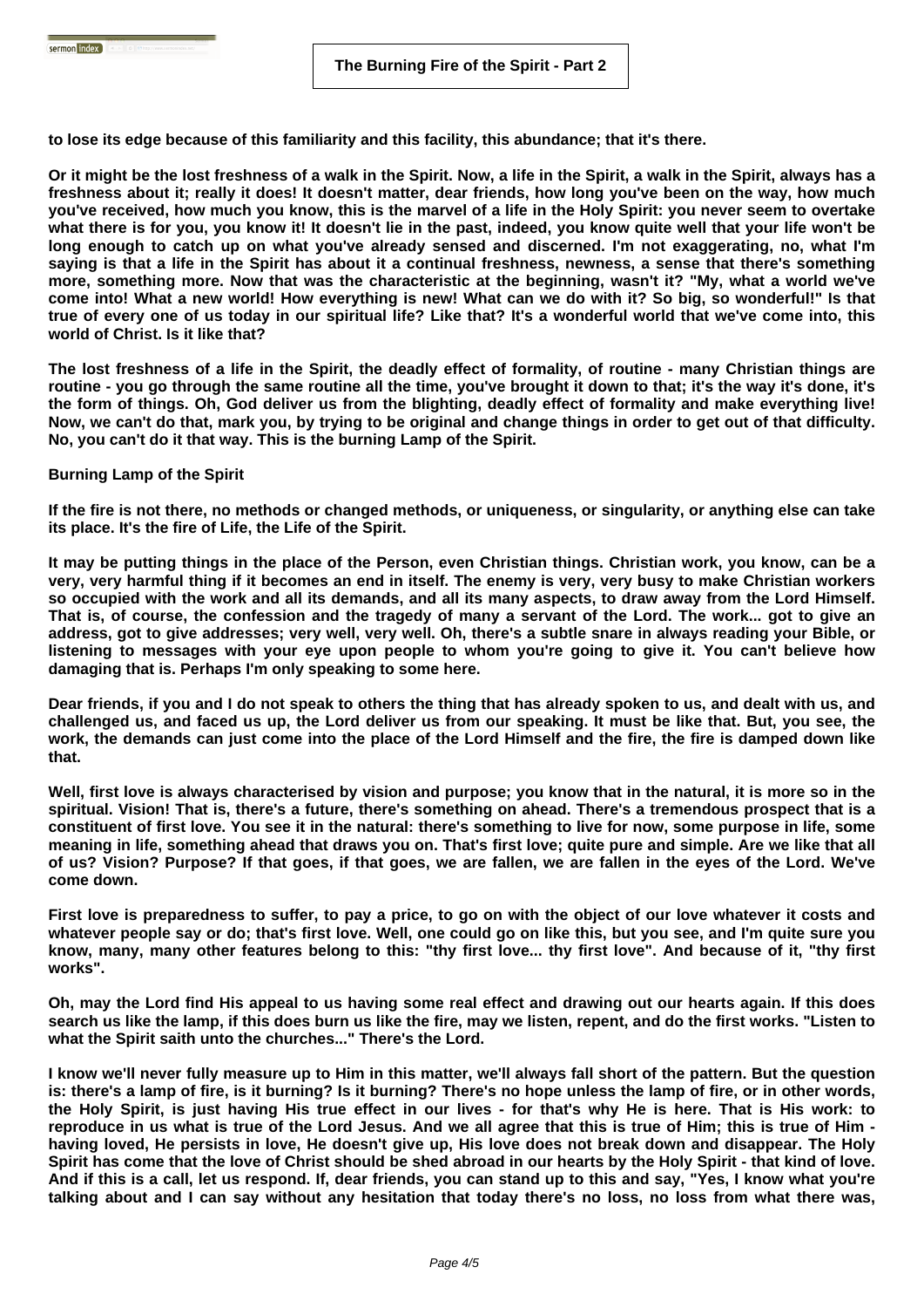to lose its edge because of this familiarity and this facility, this abundance; that it's there.

Or it might be the lost freshness of a walk in the Spirit. Now, a life in the Spirit, a walk in the Spirit, always has a freshness about it; really it does! It doesn't matter, dear friends, how long you've been on the way, how much you've received, how much you know, this is the marvel of a life in the Holy Spirit: you never seem to overtake what there is for you, you know it! It doesn't lie in the past, indeed, you know quite well that your life won't be long enough to catch up on what you've already sensed and discerned. I'm not exaggerating, no, what I'm saying is that a life in the Spirit has about it a continual freshness, newness, a sense that there's something more, something more. Now that was the characteristic at the beginning, wasn't it? "My, what a world we've come into! What a new world! How everything is new! What can we do with it? So big, so wonderful!" Is that true of every one of us today in our spiritual life? Like that? It's a wonderful world that we've come into, this world of Christ. Is it like that?

The lost freshness of a life in the Spirit, the deadly effect of formality, of routine - many Christian things are routine - you go through the same routine all the time, you've brought it down to that; it's the way it's done, it's the form of things. Oh, God deliver us from the blighting, deadly effect of formality and make everything live! Now, we can't do that, mark you, by trying to be original and change things in order to get out of that difficulty. No, you can't do it that way. This is the burning Lamp of the Spirit.

## Burning Lamp of the Spirit

If the fire is not there, no methods or changed methods, or uniqueness, or singularity, or anything else can take its place. It's the fire of Life, the Life of the Spirit.

It may be putting things in the place of the Person, even Christian things. Christian work, you know, can be a very, very harmful thing if it becomes an end in itself. The enemy is very, very busy to make Christian workers so occupied with the work and all its demands, and all its many aspects, to draw away from the Lord Himself. That is, of course, the confession and the tragedy of many a servant of the Lord. The work... got to give an address, got to give addresses; very well, very well. Oh, there's a subtle snare in always reading your Bible, or listening to messages with your eye upon people to whom you're going to give it. You can't believe how damaging that is. Perhaps I'm only speaking to some here.

Dear friends, if you and I do not speak to others the thing that has already spoken to us, and dealt with us, and challenged us, and faced us up, the Lord deliver us from our speaking. It must be like that. But, you see, the work, the demands can just come into the place of the Lord Himself and the fire, the fire is damped down like that.

Well, first love is always characterised by vision and purpose; you know that in the natural, it is more so in the spiritual. Vision! That is, there's a future, there's something on ahead. There's a tremendous prospect that is a constituent of first love. You see it in the natural: there's something to live for now, some purpose in life, some meaning in life, something ahead that draws you on. That's first love; quite pure and simple. Are we like that all of us? Vision? Purpose? If that goes, if that goes, we are fallen, we are fallen in the eyes of the Lord. We've come down.

First love is preparedness to suffer, to pay a price, to go on with the object of our love whatever it costs and whatever people say or do; that's first love. Well, one could go on like this, but you see, and I'm quite sure you know, many, many other features belong to this: "thy first love... thy first love". And because of it, "thy first works".

Oh, may the Lord find His appeal to us having some real effect and drawing out our hearts again. If this does search us like the lamp, if this does burn us like the fire, may we listen, repent, and do the first works. "Listen to what the Spirit saith unto the churches..." There's the Lord.

I know we'll never fully measure up to Him in this matter, we'll always fall short of the pattern. But the question is: there's a lamp of fire, is it burning? Is it burning? There's no hope unless the lamp of fire, or in other words, the Holy Spirit, is just having His true effect in our lives - for that's why He is here. That is His work: to reproduce in us what is true of the Lord Jesus. And we all agree that this is true of Him; this is true of Him - having loved, He persists in love, He doesn't give up, His love does not break down and disappear. The Holy Spirit has come that the love of Christ should be shed abroad in our hearts by the Holy Spirit - that kind of love. And if this is a call, let us respond. If, dear friends, you can stand up to this and say, "Yes, I know what you're talking about and I can say without any hesitation that today there's no loss, no loss from what there was,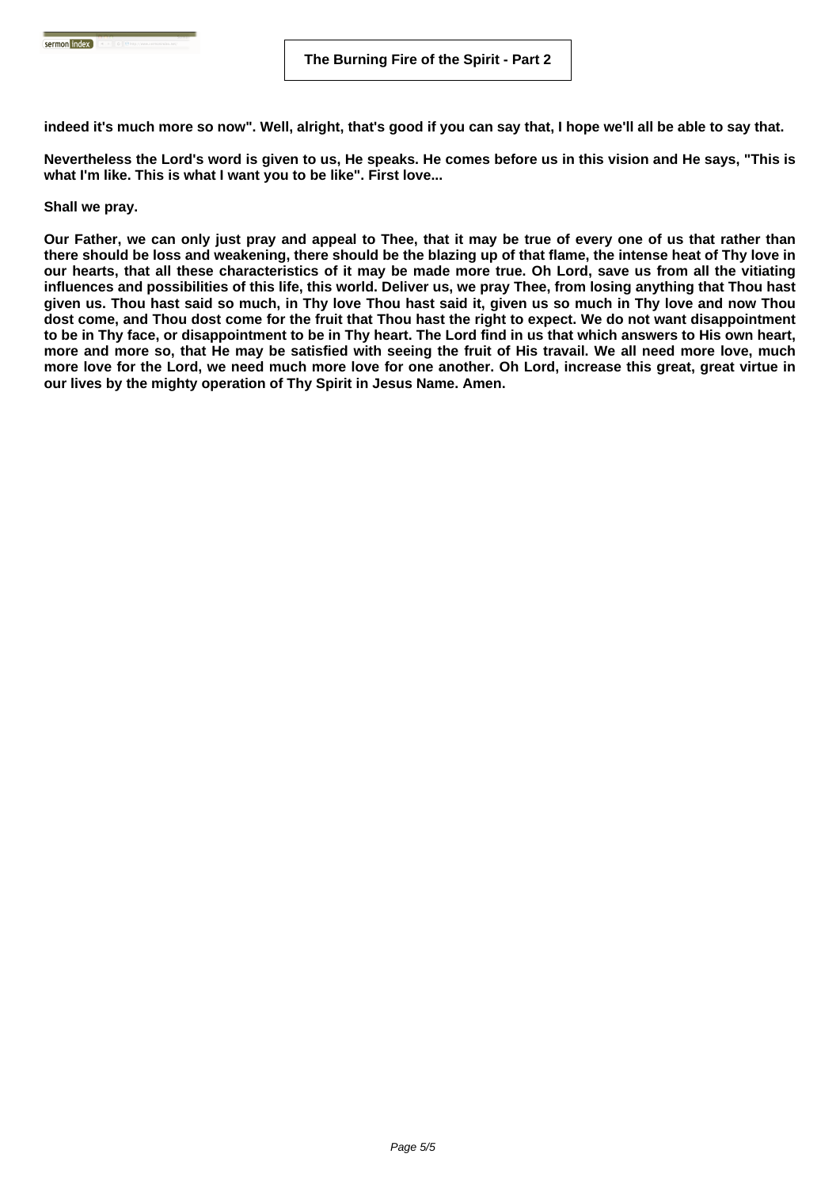**indeed it's much more so now". Well, alright, that's good if you can say that, I hope we'll all be able to say that.**

**Nevertheless the Lord's word is given to us, He speaks. He comes before us in this vision and He says, "This is what I'm like. This is what I want you to be like". First love...**

**Shall we pray.**

**Our Father, we can only just pray and appeal to Thee, that it may be true of every one of us that rather than there should be loss and weakening, there should be the blazing up of that flame, the intense heat of Thy love in our hearts, that all these characteristics of it may be made more true. Oh Lord, save us from all the vitiating influences and possibilities of this life, this world. Deliver us, we pray Thee, from losing anything that Thou hast given us. Thou hast said so much, in Thy love Thou hast said it, given us so much in Thy love and now Thou dost come, and Thou dost come for the fruit that Thou hast the right to expect. We do not want disappointment to be in Thy face, or disappointment to be in Thy heart. The Lord find in us that which answers to His own heart, more and more so, that He may be satisfied with seeing the fruit of His travail. We all need more love, much more love for the Lord, we need much more love for one another. Oh Lord, increase this great, great virtue in our lives by the mighty operation of Thy Spirit in Jesus Name. Amen.**